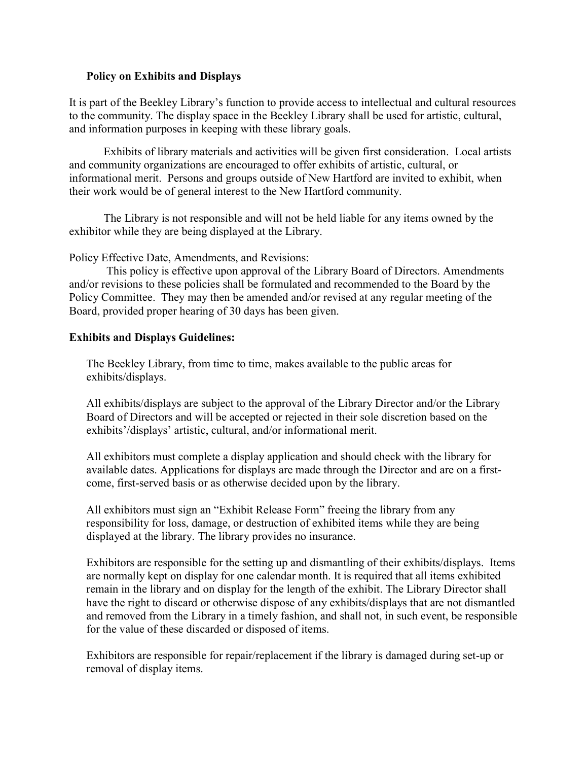## Policy on Exhibits and Displays

It is part of the Beekley Library's function to provide access to intellectual and cultural resources to the community. The display space in the Beekley Library shall be used for artistic, cultural, and information purposes in keeping with these library goals.

Exhibits of library materials and activities will be given first consideration. Local artists and community organizations are encouraged to offer exhibits of artistic, cultural, or informational merit. Persons and groups outside of New Hartford are invited to exhibit, when their work would be of general interest to the New Hartford community.

The Library is not responsible and will not be held liable for any items owned by the exhibitor while they are being displayed at the Library.

Policy Effective Date, Amendments, and Revisions:

This policy is effective upon approval of the Library Board of Directors. Amendments and/or revisions to these policies shall be formulated and recommended to the Board by the Policy Committee. They may then be amended and/or revised at any regular meeting of the Board, provided proper hearing of 30 days has been given.

### Exhibits and Displays Guidelines:

The Beekley Library, from time to time, makes available to the public areas for exhibits/displays.

All exhibits/displays are subject to the approval of the Library Director and/or the Library Board of Directors and will be accepted or rejected in their sole discretion based on the exhibits'/displays' artistic, cultural, and/or informational merit.

All exhibitors must complete a display application and should check with the library for available dates. Applications for displays are made through the Director and are on a first-come, first-served basis or as otherwise decided upon by the library.

All exhibitors must sign an "Exhibit Release Form" freeing the library from any responsibility for loss, damage, or destruction of exhibited items while they are being displayed at the library. The library provides no insurance.

Exhibitors are responsible for the setting up and dismantling of their exhibits/displays. Items are normally kept on display for one calendar month. It is required that all items exhibited remain in the library and on display for the length of the exhibit. The Library Director shall have the right to discard or otherwise dispose of any exhibits/displays that are not dismantled and removed from the Library in a timely fashion, and shall not, in such event, be responsible for the value of these discarded or disposed of items.

Exhibitors are responsible for repair/replacement if the library is damaged during set-up or removal of display items.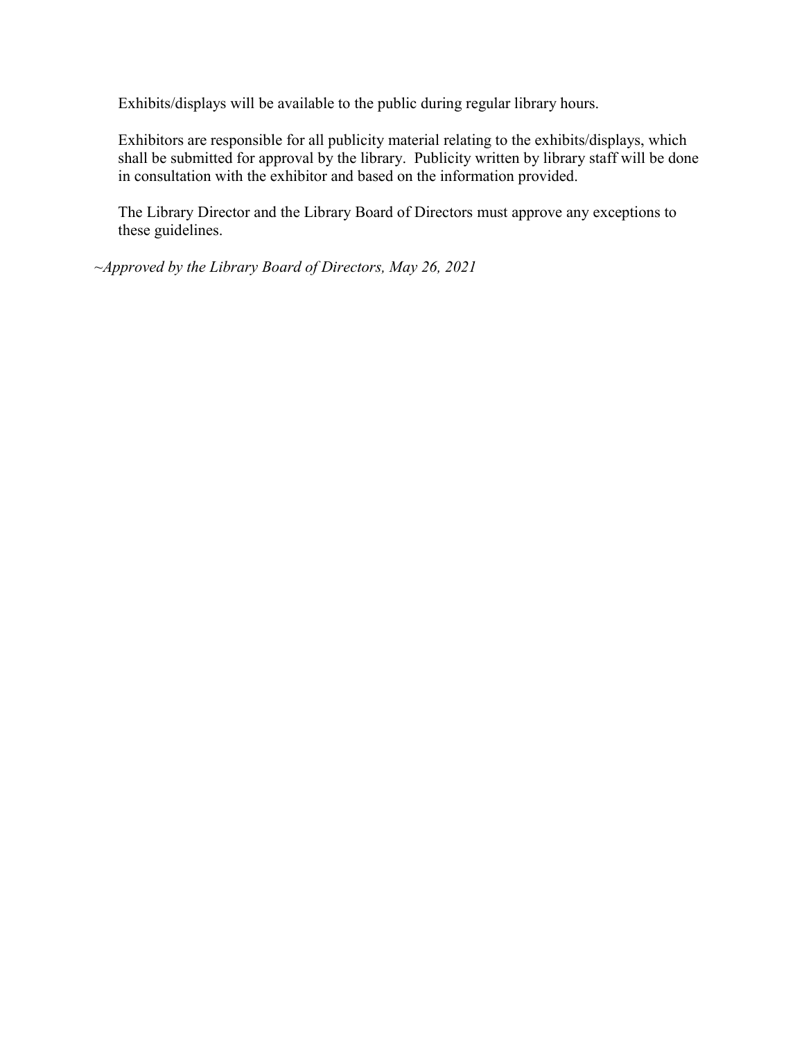Exhibits/displays will be available to the public during regular library hours.

Exhibitors are responsible for all publicity material relating to the exhibits/displays, which shall be submitted for approval by the library. Publicity written by library staff will be done in consultation with the exhibitor and based on the information provided.

The Library Director and the Library Board of Directors must approve any exceptions to these guidelines.

*~Approved by the Library Board of Directors, May 26, 2021*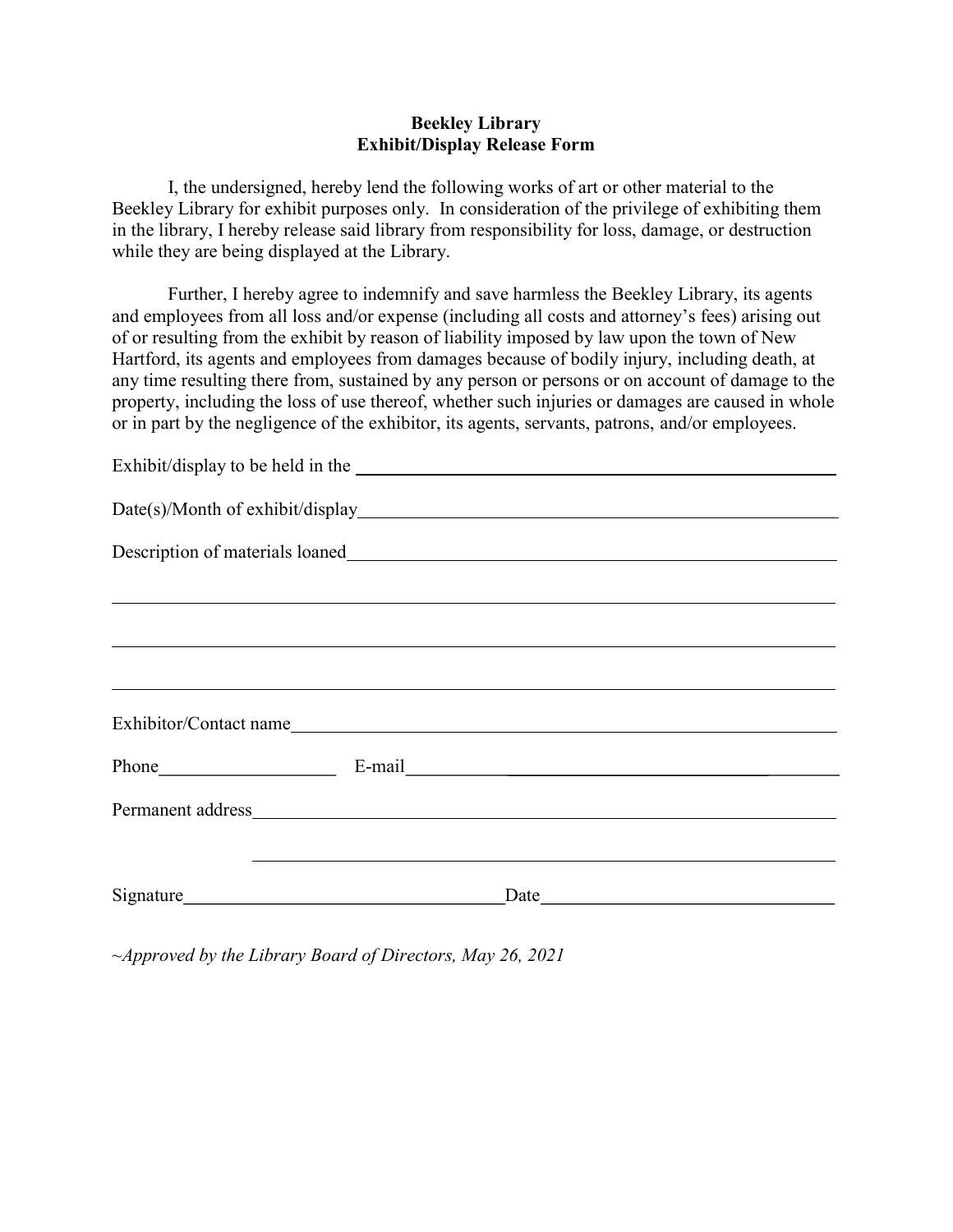**Beekley Library**
**Exhibit/Display Release Form**

I, the undersigned, hereby lend the following works of art or other material to the Beekley Library for exhibit purposes only. In consideration of the privilege of exhibiting them in the library, I hereby release said library from responsibility for loss, damage, or destruction while they are being displayed at the Library.

Further, I hereby agree to indemnify and save harmless the Beekley Library, its agents and employees from all loss and/or expense (including all costs and attorney's fees) arising out of or resulting from the exhibit by reason of liability imposed by law upon the town of New Hartford, its agents and employees from damages because of bodily injury, including death, at any time resulting there from, sustained by any person or persons or on account of damage to the property, including the loss of use thereof, whether such injuries or damages are caused in whole or in part by the negligence of the exhibitor, its agents, servants, patrons, and/or employees.

Exhibit/display to be held in the ______________________________________________

Date(s)/Month of exhibit/display______________________________________________

Description of materials loaned______________________________________________

_____________________________________________________________________________

_____________________________________________________________________________

_____________________________________________________________________________

Exhibitor/Contact name______________________________________________________

Phone__________________ E-mail____________________________________________

Permanent address__________________________________________________________

_____________________________________________________________

Signature_________________________________ Date______________________________

*~Approved by the Library Board of Directors, May 26, 2021*